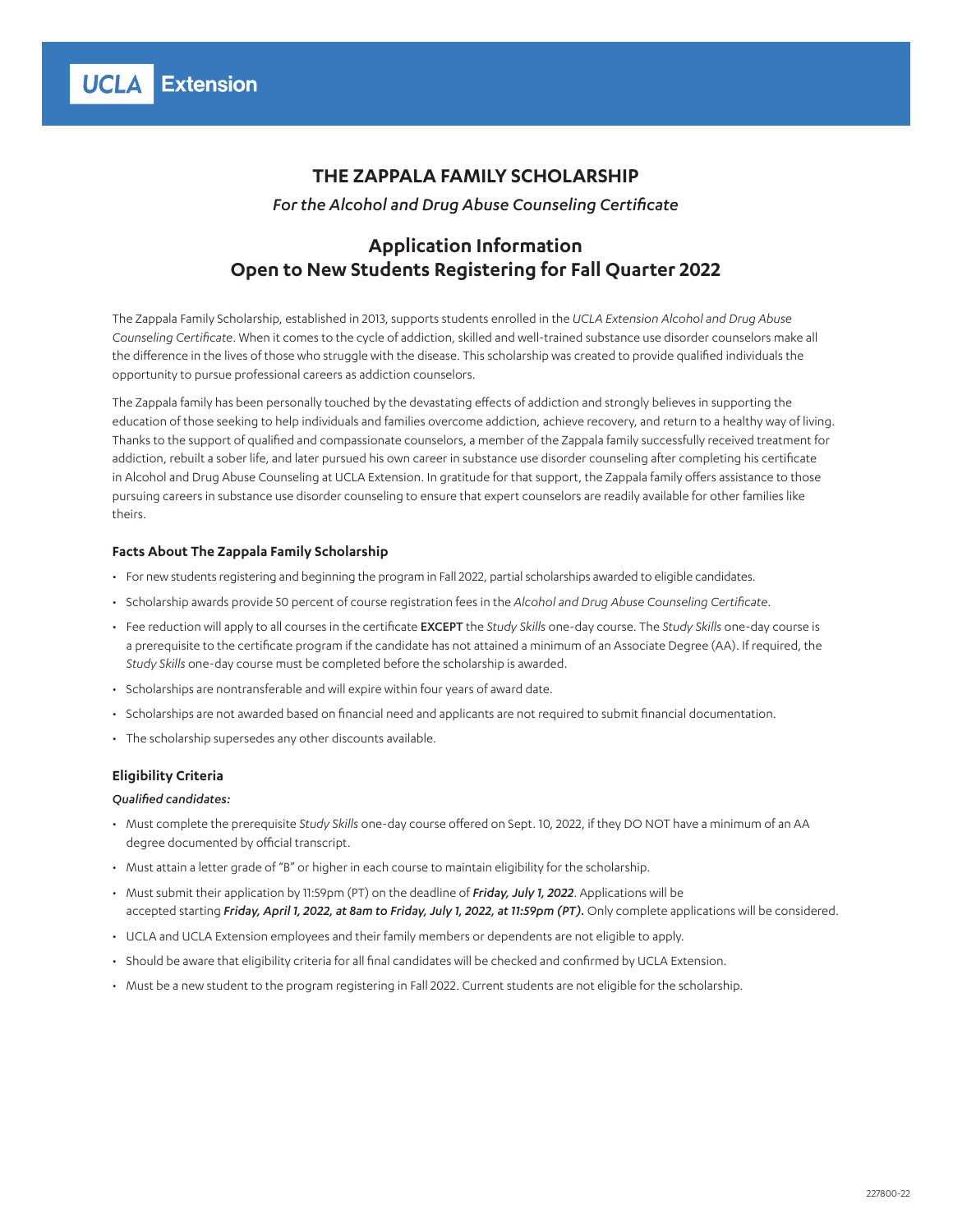UCLA Extension

# THE ZAPPALA FAMILY SCHOLARSHIP

*For the Alcohol and Drug Abuse Counseling Certificate*

## Application Information
## Open to New Students Registering for Fall Quarter 2022

The Zappala Family Scholarship, established in 2013, supports students enrolled in the *UCLA Extension Alcohol and Drug Abuse Counseling Certificate*. When it comes to the cycle of addiction, skilled and well-trained substance use disorder counselors make all the difference in the lives of those who struggle with the disease. This scholarship was created to provide qualified individuals the opportunity to pursue professional careers as addiction counselors.

The Zappala family has been personally touched by the devastating effects of addiction and strongly believes in supporting the education of those seeking to help individuals and families overcome addiction, achieve recovery, and return to a healthy way of living. Thanks to the support of qualified and compassionate counselors, a member of the Zappala family successfully received treatment for addiction, rebuilt a sober life, and later pursued his own career in substance use disorder counseling after completing his certificate in Alcohol and Drug Abuse Counseling at UCLA Extension. In gratitude for that support, the Zappala family offers assistance to those pursuing careers in substance use disorder counseling to ensure that expert counselors are readily available for other families like theirs.

### Facts About The Zappala Family Scholarship

- For new students registering and beginning the program in Fall 2022, partial scholarships awarded to eligible candidates.
- Scholarship awards provide 50 percent of course registration fees in the *Alcohol and Drug Abuse Counseling Certificate*.
- Fee reduction will apply to all courses in the certificate **EXCEPT** the *Study Skills* one-day course. The *Study Skills* one-day course is a prerequisite to the certificate program if the candidate has not attained a minimum of an Associate Degree (AA). If required, the *Study Skills* one-day course must be completed before the scholarship is awarded.
- Scholarships are nontransferable and will expire within four years of award date.
- Scholarships are not awarded based on financial need and applicants are not required to submit financial documentation.
- The scholarship supersedes any other discounts available.

### Eligibility Criteria

*Qualified candidates:*

- Must complete the prerequisite *Study Skills* one-day course offered on Sept. 10, 2022, if they DO NOT have a minimum of an AA degree documented by official transcript.
- Must attain a letter grade of "B" or higher in each course to maintain eligibility for the scholarship.
- Must submit their application by 11:59pm (PT) on the deadline of ***Friday, July 1, 2022***. Applications will be accepted starting ***Friday, April 1, 2022, at 8am to Friday, July 1, 2022, at 11:59pm (PT).*** Only complete applications will be considered.
- UCLA and UCLA Extension employees and their family members or dependents are not eligible to apply.
- Should be aware that eligibility criteria for all final candidates will be checked and confirmed by UCLA Extension.
- Must be a new student to the program registering in Fall 2022. Current students are not eligible for the scholarship.

227800-22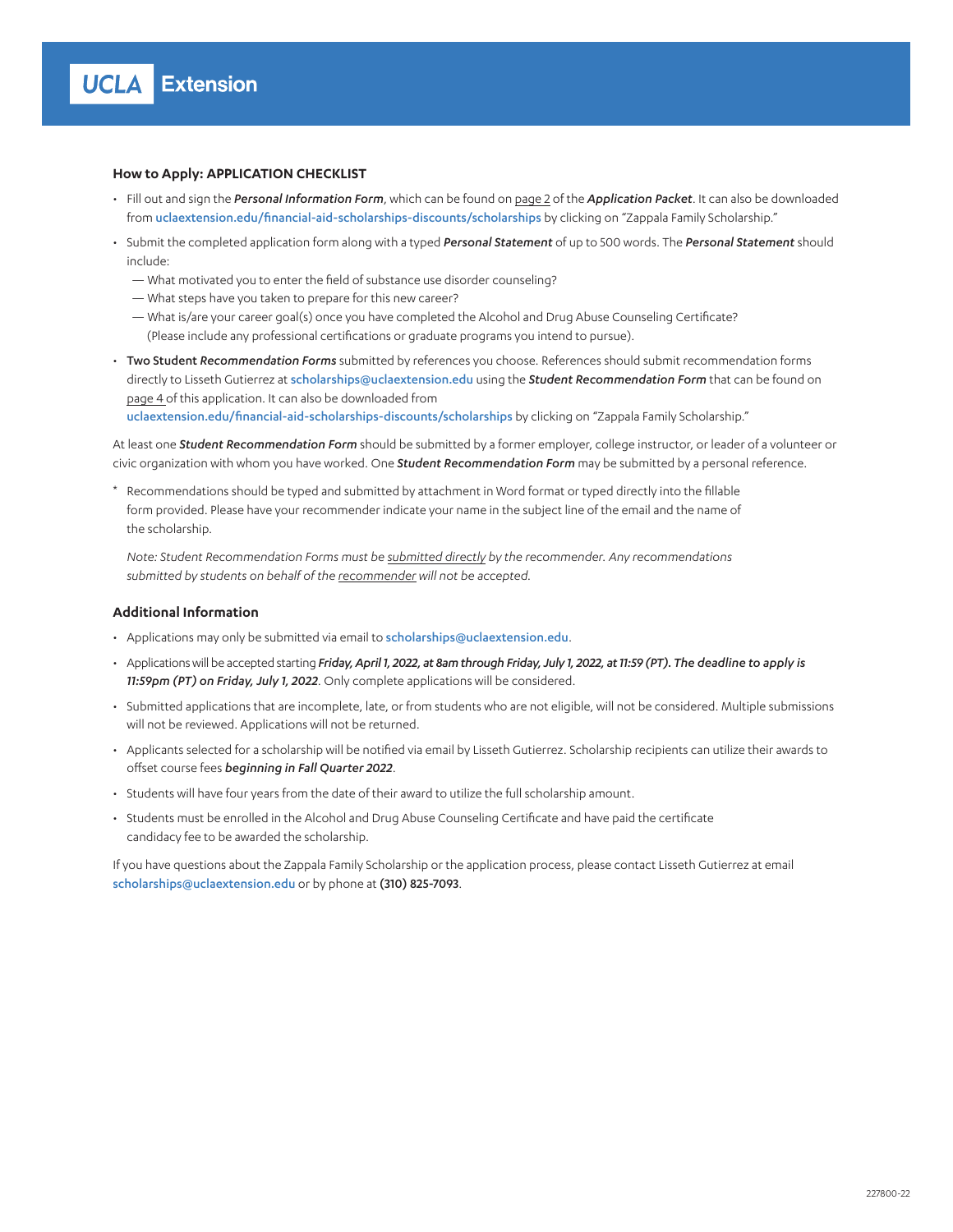UCLA Extension

### How to Apply: APPLICATION CHECKLIST

- Fill out and sign the ***Personal Information Form***, which can be found on page 2 of the ***Application Packet***. It can also be downloaded from uclaextension.edu/financial-aid-scholarships-discounts/scholarships by clicking on "Zappala Family Scholarship."
- Submit the completed application form along with a typed ***Personal Statement*** of up to 500 words. The ***Personal Statement*** should include:
  - — What motivated you to enter the field of substance use disorder counseling?
  - — What steps have you taken to prepare for this new career?
  - — What is/are your career goal(s) once you have completed the Alcohol and Drug Abuse Counseling Certificate? (Please include any professional certifications or graduate programs you intend to pursue).
- Two Student *Recommendation Forms* submitted by references you choose. References should submit recommendation forms directly to Lisseth Gutierrez at scholarships@uclaextension.edu using the ***Student Recommendation Form*** that can be found on page 4 of this application. It can also be downloaded from uclaextension.edu/financial-aid-scholarships-discounts/scholarships by clicking on "Zappala Family Scholarship."

At least one ***Student Recommendation Form*** should be submitted by a former employer, college instructor, or leader of a volunteer or civic organization with whom you have worked. One ***Student Recommendation Form*** may be submitted by a personal reference.

\* Recommendations should be typed and submitted by attachment in Word format or typed directly into the fillable form provided. Please have your recommender indicate your name in the subject line of the email and the name of the scholarship.

*Note: Student Recommendation Forms must be submitted directly by the recommender. Any recommendations submitted by students on behalf of the recommender will not be accepted.*

### Additional Information

- Applications may only be submitted via email to scholarships@uclaextension.edu.
- Applications will be accepted starting ***Friday, April 1, 2022, at 8am through Friday, July 1, 2022, at 11:59 (PT). The deadline to apply is 11:59pm (PT) on Friday, July 1, 2022***. Only complete applications will be considered.
- Submitted applications that are incomplete, late, or from students who are not eligible, will not be considered. Multiple submissions will not be reviewed. Applications will not be returned.
- Applicants selected for a scholarship will be notified via email by Lisseth Gutierrez. Scholarship recipients can utilize their awards to offset course fees ***beginning in Fall Quarter 2022***.
- Students will have four years from the date of their award to utilize the full scholarship amount.
- Students must be enrolled in the Alcohol and Drug Abuse Counseling Certificate and have paid the certificate candidacy fee to be awarded the scholarship.

If you have questions about the Zappala Family Scholarship or the application process, please contact Lisseth Gutierrez at email scholarships@uclaextension.edu or by phone at **(310) 825-7093**.

227800-22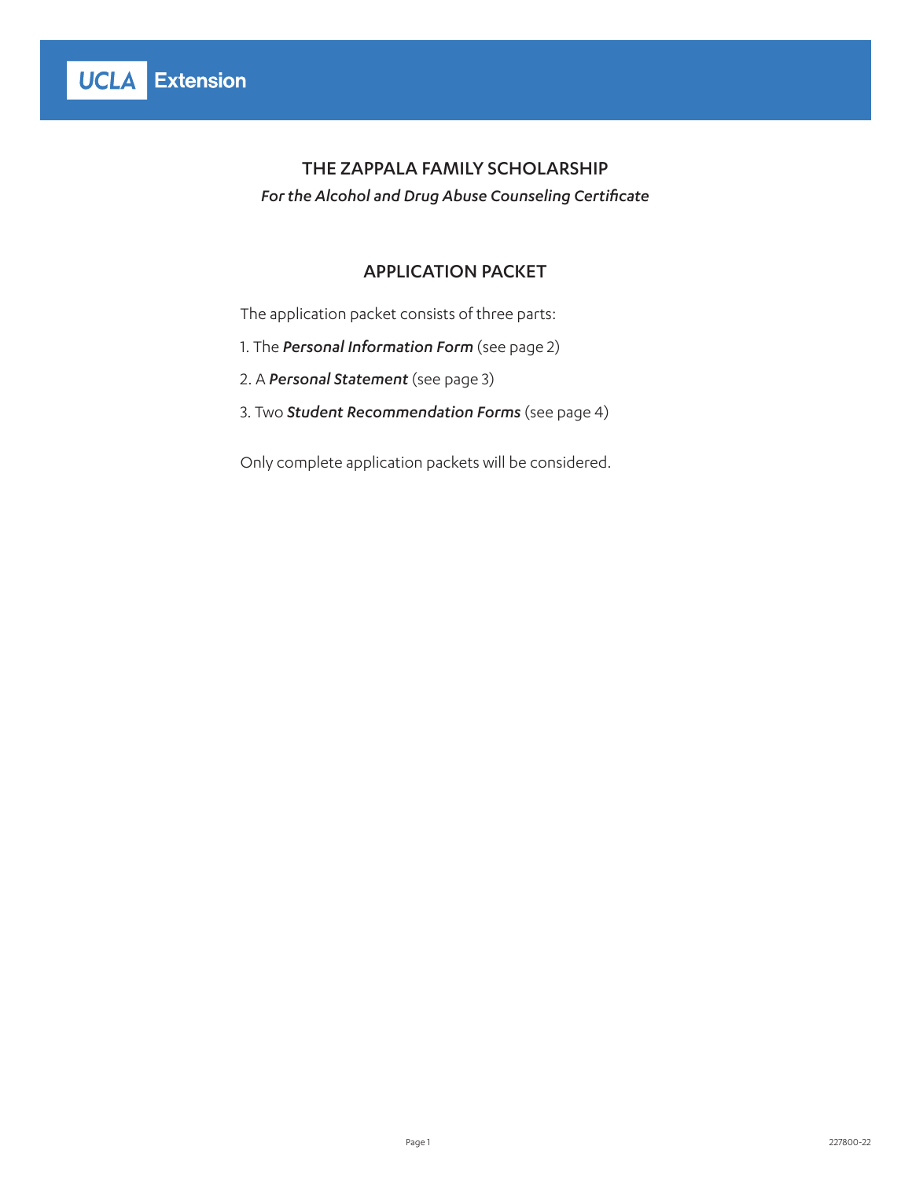UCLA Extension

# THE ZAPPALA FAMILY SCHOLARSHIP

*For the Alcohol and Drug Abuse Counseling Certificate*

## APPLICATION PACKET

The application packet consists of three parts:

1. The ***Personal Information Form*** (see page 2)
2. A ***Personal Statement*** (see page 3)
3. Two ***Student Recommendation Forms*** (see page 4)

Only complete application packets will be considered.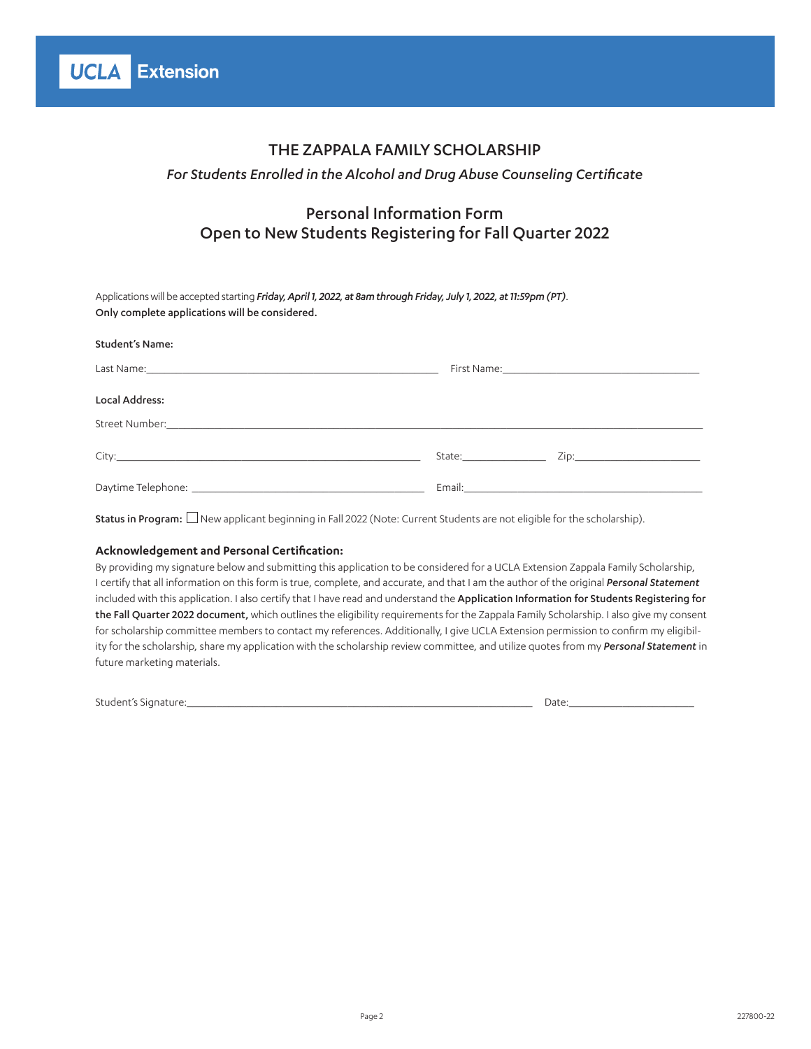UCLA Extension

# THE ZAPPALA FAMILY SCHOLARSHIP

*For Students Enrolled in the Alcohol and Drug Abuse Counseling Certificate*

## Personal Information Form
## Open to New Students Registering for Fall Quarter 2022

Applications will be accepted starting ***Friday, April 1, 2022, at 8am through Friday, July 1, 2022, at 11:59pm (PT)***.
**Only complete applications will be considered.**

**Student's Name:**

Last Name:______________________________ First Name:______________________________

**Local Address:**

Street Number:______________________________________________________________

City:______________________________ State:______________ Zip:________________

Daytime Telephone: ______________________________ Email:______________________________

**Status in Program:** ☐ New applicant beginning in Fall 2022 (Note: Current Students are not eligible for the scholarship).

### Acknowledgement and Personal Certification:

By providing my signature below and submitting this application to be considered for a UCLA Extension Zappala Family Scholarship, I certify that all information on this form is true, complete, and accurate, and that I am the author of the original ***Personal Statement*** included with this application. I also certify that I have read and understand the **Application Information for Students Registering for the Fall Quarter 2022 document,** which outlines the eligibility requirements for the Zappala Family Scholarship. I also give my consent for scholarship committee members to contact my references. Additionally, I give UCLA Extension permission to confirm my eligibility for the scholarship, share my application with the scholarship review committee, and utilize quotes from my ***Personal Statement*** in future marketing materials.

Student's Signature:____________________________________________ Date:________________

227800-22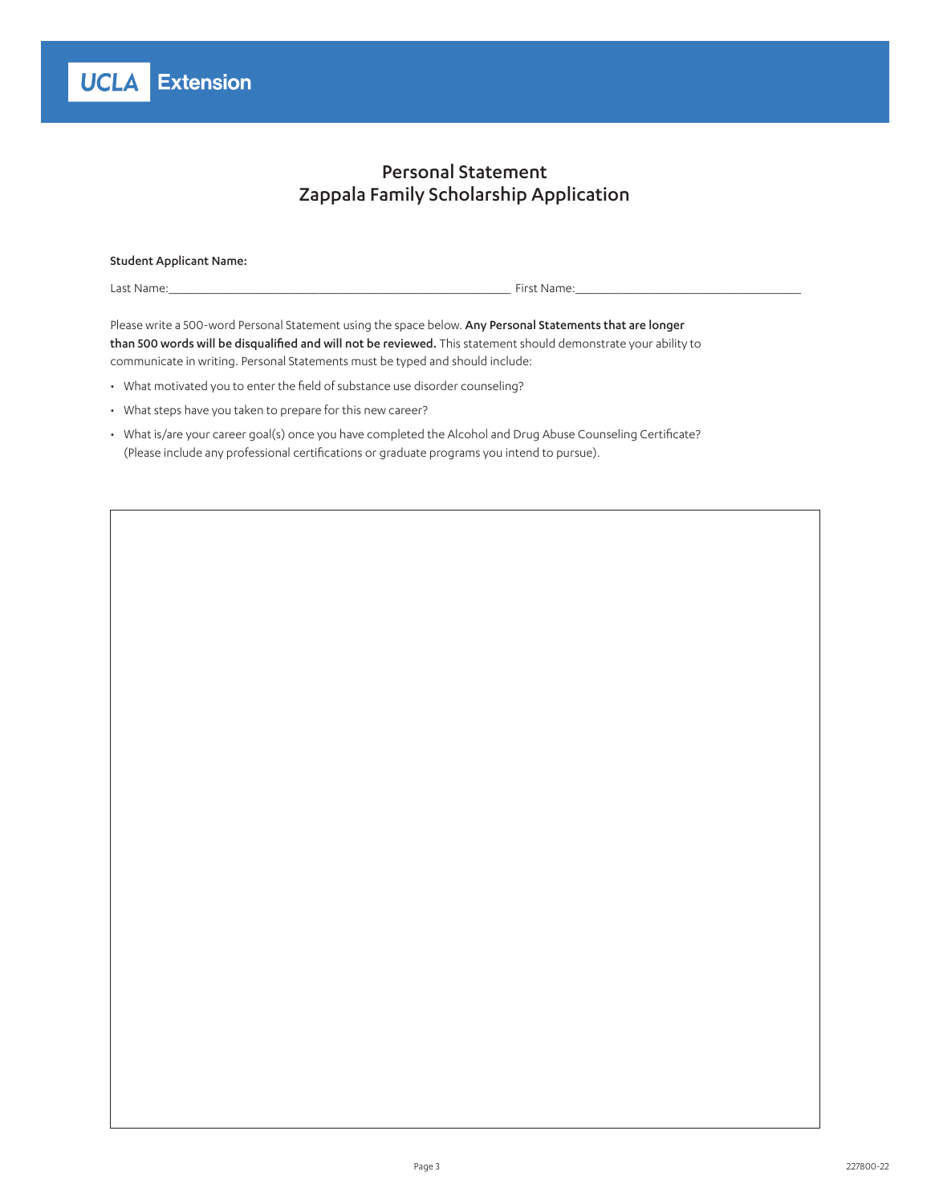UCLA Extension

# Personal Statement
# Zappala Family Scholarship Application

**Student Applicant Name:**

Last Name:\_\_\_\_\_\_\_\_\_\_\_\_\_\_\_\_\_\_\_\_\_\_\_\_\_\_\_\_\_\_\_\_\_\_\_\_\_\_\_\_\_\_\_\_\_\_\_\_\_\_\_\_\_ First Name:\_\_\_\_\_\_\_\_\_\_\_\_\_\_\_\_\_\_\_\_\_\_\_\_\_\_\_\_\_\_\_\_\_\_\_\_\_\_

Please write a 500-word Personal Statement using the space below. **Any Personal Statements that are longer than 500 words will be disqualified and will not be reviewed.** This statement should demonstrate your ability to communicate in writing. Personal Statements must be typed and should include:

- What motivated you to enter the field of substance use disorder counseling?
- What steps have you taken to prepare for this new career?
- What is/are your career goal(s) once you have completed the Alcohol and Drug Abuse Counseling Certificate? (Please include any professional certifications or graduate programs you intend to pursue).

227800-22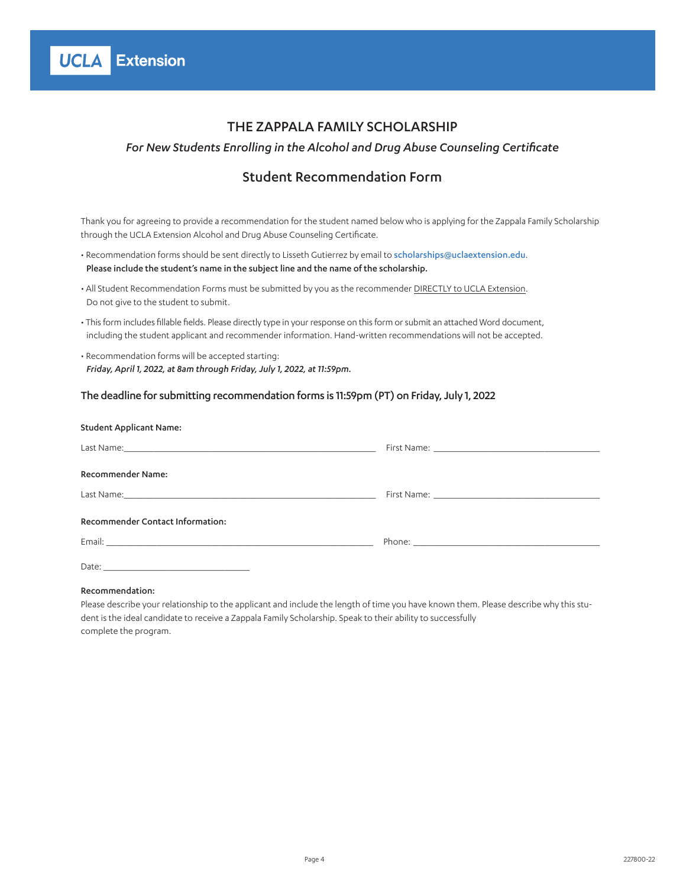UCLA Extension

# THE ZAPPALA FAMILY SCHOLARSHIP

*For New Students Enrolling in the Alcohol and Drug Abuse Counseling Certificate*

## Student Recommendation Form

Thank you for agreeing to provide a recommendation for the student named below who is applying for the Zappala Family Scholarship through the UCLA Extension Alcohol and Drug Abuse Counseling Certificate.

- Recommendation forms should be sent directly to Lisseth Gutierrez by email to scholarships@uclaextension.edu. **Please include the student's name in the subject line and the name of the scholarship.**
- All Student Recommendation Forms must be submitted by you as the recommender DIRECTLY to UCLA Extension. Do not give to the student to submit.
- This form includes fillable fields. Please directly type in your response on this form or submit an attached Word document, including the student applicant and recommender information. Hand-written recommendations will not be accepted.
- Recommendation forms will be accepted starting: *Friday, April 1, 2022, at 8am through Friday, July 1, 2022, at 11:59pm.*

**The deadline for submitting recommendation forms is 11:59pm (PT) on Friday, July 1, 2022**

**Student Applicant Name:**

Last Name:\_\_\_\_\_\_\_\_\_\_\_\_\_\_\_\_\_\_\_\_\_\_\_\_\_\_\_\_\_\_ First Name: \_\_\_\_\_\_\_\_\_\_\_\_\_\_\_\_\_\_\_\_\_\_\_\_\_\_\_\_\_\_

**Recommender Name:**

Last Name:\_\_\_\_\_\_\_\_\_\_\_\_\_\_\_\_\_\_\_\_\_\_\_\_\_\_\_\_\_\_ First Name: \_\_\_\_\_\_\_\_\_\_\_\_\_\_\_\_\_\_\_\_\_\_\_\_\_\_\_\_\_\_

**Recommender Contact Information:**

Email: \_\_\_\_\_\_\_\_\_\_\_\_\_\_\_\_\_\_\_\_\_\_\_\_\_\_\_\_\_\_ Phone: \_\_\_\_\_\_\_\_\_\_\_\_\_\_\_\_\_\_\_\_\_\_\_\_\_\_\_\_\_\_

Date: \_\_\_\_\_\_\_\_\_\_\_\_\_\_\_\_\_\_\_\_

**Recommendation:**

Please describe your relationship to the applicant and include the length of time you have known them. Please describe why this student is the ideal candidate to receive a Zappala Family Scholarship. Speak to their ability to successfully complete the program.

227800-22